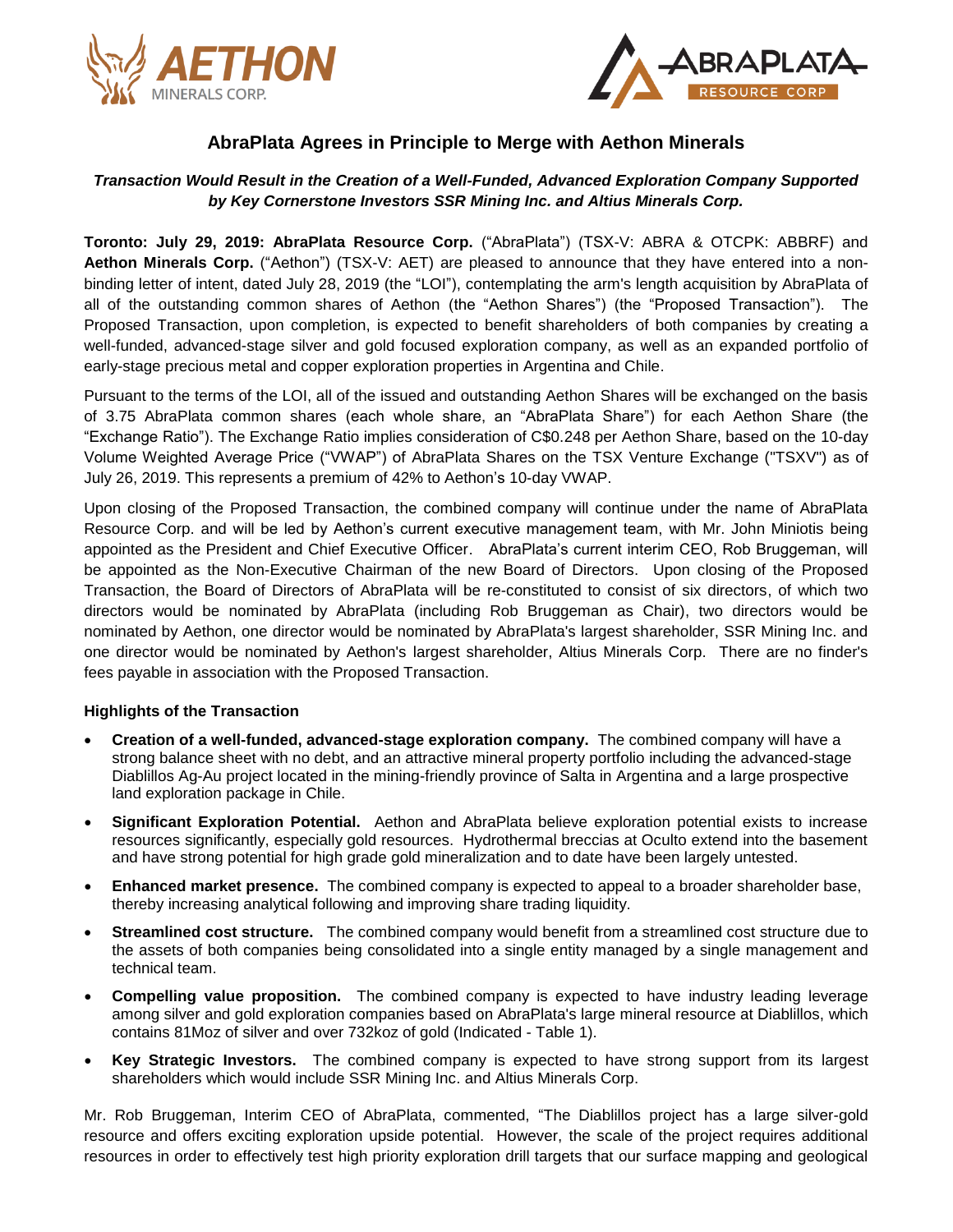# AbraPlata Agrees in Principle to Merge with Aethon Minerals

***Transaction Would Result in the Creation of a Well-Funded, Advanced Exploration Company Supported by Key Cornerstone Investors SSR Mining Inc. and Altius Minerals Corp.***

**Toronto: July 29, 2019: AbraPlata Resource Corp.** ("AbraPlata") (TSX-V: ABRA & OTCPK: ABBRF) and **Aethon Minerals Corp.** ("Aethon") (TSX-V: AET) are pleased to announce that they have entered into a non-binding letter of intent, dated July 28, 2019 (the "LOI"), contemplating the arm's length acquisition by AbraPlata of all of the outstanding common shares of Aethon (the "Aethon Shares") (the "Proposed Transaction"). The Proposed Transaction, upon completion, is expected to benefit shareholders of both companies by creating a well-funded, advanced-stage silver and gold focused exploration company, as well as an expanded portfolio of early-stage precious metal and copper exploration properties in Argentina and Chile.

Pursuant to the terms of the LOI, all of the issued and outstanding Aethon Shares will be exchanged on the basis of 3.75 AbraPlata common shares (each whole share, an "AbraPlata Share") for each Aethon Share (the "Exchange Ratio"). The Exchange Ratio implies consideration of C$0.248 per Aethon Share, based on the 10-day Volume Weighted Average Price ("VWAP") of AbraPlata Shares on the TSX Venture Exchange ("TSXV") as of July 26, 2019. This represents a premium of 42% to Aethon's 10-day VWAP.

Upon closing of the Proposed Transaction, the combined company will continue under the name of AbraPlata Resource Corp. and will be led by Aethon's current executive management team, with Mr. John Miniotis being appointed as the President and Chief Executive Officer. AbraPlata's current interim CEO, Rob Bruggeman, will be appointed as the Non-Executive Chairman of the new Board of Directors. Upon closing of the Proposed Transaction, the Board of Directors of AbraPlata will be re-constituted to consist of six directors, of which two directors would be nominated by AbraPlata (including Rob Bruggeman as Chair), two directors would be nominated by Aethon, one director would be nominated by AbraPlata's largest shareholder, SSR Mining Inc. and one director would be nominated by Aethon's largest shareholder, Altius Minerals Corp. There are no finder's fees payable in association with the Proposed Transaction.

**Highlights of the Transaction**

- **Creation of a well-funded, advanced-stage exploration company.** The combined company will have a strong balance sheet with no debt, and an attractive mineral property portfolio including the advanced-stage Diablillos Ag-Au project located in the mining-friendly province of Salta in Argentina and a large prospective land exploration package in Chile.
- **Significant Exploration Potential.** Aethon and AbraPlata believe exploration potential exists to increase resources significantly, especially gold resources. Hydrothermal breccias at Oculto extend into the basement and have strong potential for high grade gold mineralization and to date have been largely untested.
- **Enhanced market presence.** The combined company is expected to appeal to a broader shareholder base, thereby increasing analytical following and improving share trading liquidity.
- **Streamlined cost structure.** The combined company would benefit from a streamlined cost structure due to the assets of both companies being consolidated into a single entity managed by a single management and technical team.
- **Compelling value proposition.** The combined company is expected to have industry leading leverage among silver and gold exploration companies based on AbraPlata's large mineral resource at Diablillos, which contains 81Moz of silver and over 732koz of gold (Indicated - Table 1).
- **Key Strategic Investors.** The combined company is expected to have strong support from its largest shareholders which would include SSR Mining Inc. and Altius Minerals Corp.

Mr. Rob Bruggeman, Interim CEO of AbraPlata, commented, "The Diablillos project has a large silver-gold resource and offers exciting exploration upside potential. However, the scale of the project requires additional resources in order to effectively test high priority exploration drill targets that our surface mapping and geological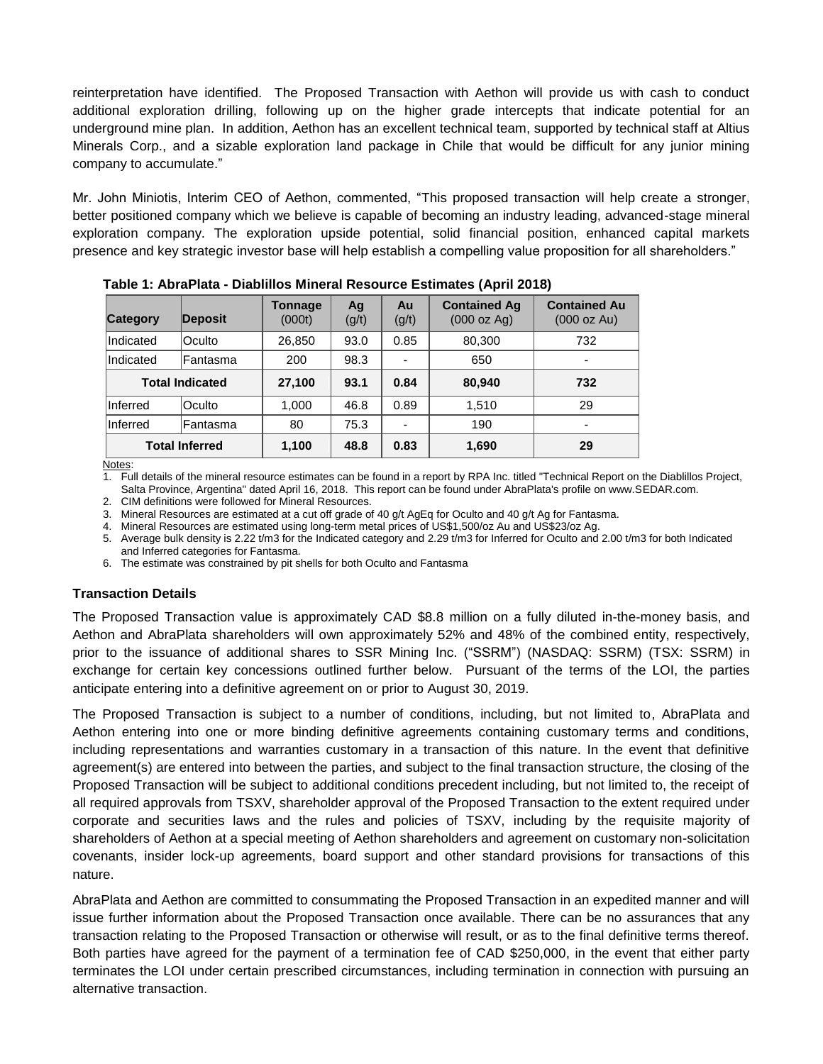reinterpretation have identified. The Proposed Transaction with Aethon will provide us with cash to conduct additional exploration drilling, following up on the higher grade intercepts that indicate potential for an underground mine plan. In addition, Aethon has an excellent technical team, supported by technical staff at Altius Minerals Corp., and a sizable exploration land package in Chile that would be difficult for any junior mining company to accumulate."

Mr. John Miniotis, Interim CEO of Aethon, commented, "This proposed transaction will help create a stronger, better positioned company which we believe is capable of becoming an industry leading, advanced-stage mineral exploration company. The exploration upside potential, solid financial position, enhanced capital markets presence and key strategic investor base will help establish a compelling value proposition for all shareholders."

**Table 1: AbraPlata - Diablillos Mineral Resource Estimates (April 2018)**

| Category | Deposit | Tonnage (000t) | Ag (g/t) | Au (g/t) | Contained Ag (000 oz Ag) | Contained Au (000 oz Au) |
|---|---|---|---|---|---|---|
| Indicated | Oculto | 26,850 | 93.0 | 0.85 | 80,300 | 732 |
| Indicated | Fantasma | 200 | 98.3 | - | 650 | - |
| **Total Indicated** | | **27,100** | **93.1** | **0.84** | **80,940** | **732** |
| Inferred | Oculto | 1,000 | 46.8 | 0.89 | 1,510 | 29 |
| Inferred | Fantasma | 80 | 75.3 | - | 190 | - |
| **Total Inferred** | | **1,100** | **48.8** | **0.83** | **1,690** | **29** |

Notes:

1. Full details of the mineral resource estimates can be found in a report by RPA Inc. titled "Technical Report on the Diablillos Project, Salta Province, Argentina" dated April 16, 2018. This report can be found under AbraPlata's profile on www.SEDAR.com.
2. CIM definitions were followed for Mineral Resources.
3. Mineral Resources are estimated at a cut off grade of 40 g/t AgEq for Oculto and 40 g/t Ag for Fantasma.
4. Mineral Resources are estimated using long-term metal prices of US$1,500/oz Au and US$23/oz Ag.
5. Average bulk density is 2.22 t/m3 for the Indicated category and 2.29 t/m3 for Inferred for Oculto and 2.00 t/m3 for both Indicated and Inferred categories for Fantasma.
6. The estimate was constrained by pit shells for both Oculto and Fantasma

**Transaction Details**

The Proposed Transaction value is approximately CAD $8.8 million on a fully diluted in-the-money basis, and Aethon and AbraPlata shareholders will own approximately 52% and 48% of the combined entity, respectively, prior to the issuance of additional shares to SSR Mining Inc. ("SSRM") (NASDAQ: SSRM) (TSX: SSRM) in exchange for certain key concessions outlined further below. Pursuant of the terms of the LOI, the parties anticipate entering into a definitive agreement on or prior to August 30, 2019.

The Proposed Transaction is subject to a number of conditions, including, but not limited to, AbraPlata and Aethon entering into one or more binding definitive agreements containing customary terms and conditions, including representations and warranties customary in a transaction of this nature. In the event that definitive agreement(s) are entered into between the parties, and subject to the final transaction structure, the closing of the Proposed Transaction will be subject to additional conditions precedent including, but not limited to, the receipt of all required approvals from TSXV, shareholder approval of the Proposed Transaction to the extent required under corporate and securities laws and the rules and policies of TSXV, including by the requisite majority of shareholders of Aethon at a special meeting of Aethon shareholders and agreement on customary non-solicitation covenants, insider lock-up agreements, board support and other standard provisions for transactions of this nature.

AbraPlata and Aethon are committed to consummating the Proposed Transaction in an expedited manner and will issue further information about the Proposed Transaction once available. There can be no assurances that any transaction relating to the Proposed Transaction or otherwise will result, or as to the final definitive terms thereof. Both parties have agreed for the payment of a termination fee of CAD $250,000, in the event that either party terminates the LOI under certain prescribed circumstances, including termination in connection with pursuing an alternative transaction.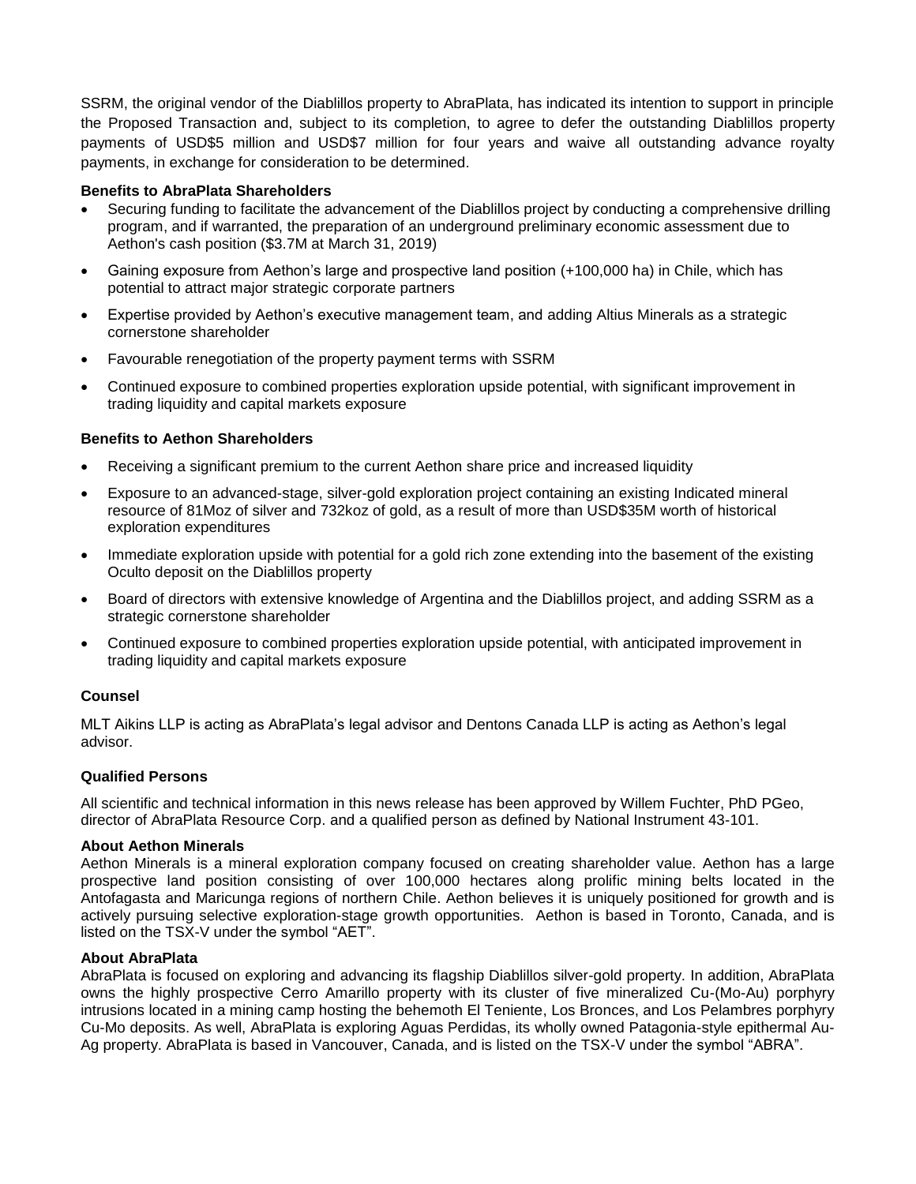SSRM, the original vendor of the Diablillos property to AbraPlata, has indicated its intention to support in principle the Proposed Transaction and, subject to its completion, to agree to defer the outstanding Diablillos property payments of USD$5 million and USD$7 million for four years and waive all outstanding advance royalty payments, in exchange for consideration to be determined.

**Benefits to AbraPlata Shareholders**

- Securing funding to facilitate the advancement of the Diablillos project by conducting a comprehensive drilling program, and if warranted, the preparation of an underground preliminary economic assessment due to Aethon's cash position ($3.7M at March 31, 2019)
- Gaining exposure from Aethon's large and prospective land position (+100,000 ha) in Chile, which has potential to attract major strategic corporate partners
- Expertise provided by Aethon's executive management team, and adding Altius Minerals as a strategic cornerstone shareholder
- Favourable renegotiation of the property payment terms with SSRM
- Continued exposure to combined properties exploration upside potential, with significant improvement in trading liquidity and capital markets exposure

**Benefits to Aethon Shareholders**

- Receiving a significant premium to the current Aethon share price and increased liquidity
- Exposure to an advanced-stage, silver-gold exploration project containing an existing Indicated mineral resource of 81Moz of silver and 732koz of gold, as a result of more than USD$35M worth of historical exploration expenditures
- Immediate exploration upside with potential for a gold rich zone extending into the basement of the existing Oculto deposit on the Diablillos property
- Board of directors with extensive knowledge of Argentina and the Diablillos project, and adding SSRM as a strategic cornerstone shareholder
- Continued exposure to combined properties exploration upside potential, with anticipated improvement in trading liquidity and capital markets exposure

**Counsel**

MLT Aikins LLP is acting as AbraPlata's legal advisor and Dentons Canada LLP is acting as Aethon's legal advisor.

**Qualified Persons**

All scientific and technical information in this news release has been approved by Willem Fuchter, PhD PGeo, director of AbraPlata Resource Corp. and a qualified person as defined by National Instrument 43-101.

**About Aethon Minerals**

Aethon Minerals is a mineral exploration company focused on creating shareholder value. Aethon has a large prospective land position consisting of over 100,000 hectares along prolific mining belts located in the Antofagasta and Maricunga regions of northern Chile. Aethon believes it is uniquely positioned for growth and is actively pursuing selective exploration-stage growth opportunities. Aethon is based in Toronto, Canada, and is listed on the TSX-V under the symbol "AET".

**About AbraPlata**

AbraPlata is focused on exploring and advancing its flagship Diablillos silver-gold property. In addition, AbraPlata owns the highly prospective Cerro Amarillo property with its cluster of five mineralized Cu-(Mo-Au) porphyry intrusions located in a mining camp hosting the behemoth El Teniente, Los Bronces, and Los Pelambres porphyry Cu-Mo deposits. As well, AbraPlata is exploring Aguas Perdidas, its wholly owned Patagonia-style epithermal Au-Ag property. AbraPlata is based in Vancouver, Canada, and is listed on the TSX-V under the symbol "ABRA".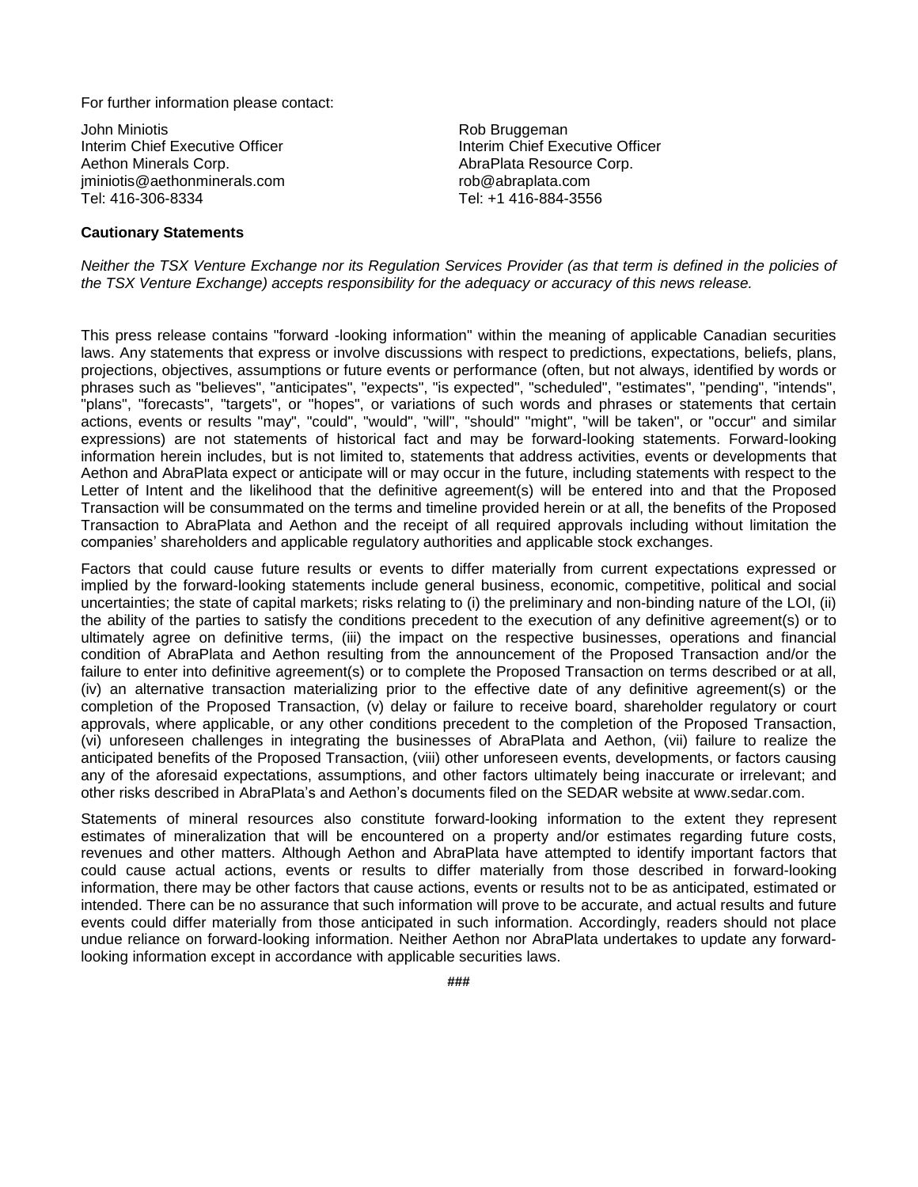For further information please contact:

John Miniotis
Interim Chief Executive Officer
Aethon Minerals Corp.
jminiotis@aethonminerals.com
Tel: 416-306-8334

Rob Bruggeman
Interim Chief Executive Officer
AbraPlata Resource Corp.
rob@abraplata.com
Tel: +1 416-884-3556

**Cautionary Statements**

*Neither the TSX Venture Exchange nor its Regulation Services Provider (as that term is defined in the policies of the TSX Venture Exchange) accepts responsibility for the adequacy or accuracy of this news release.*

This press release contains "forward -looking information" within the meaning of applicable Canadian securities laws. Any statements that express or involve discussions with respect to predictions, expectations, beliefs, plans, projections, objectives, assumptions or future events or performance (often, but not always, identified by words or phrases such as "believes", "anticipates", "expects", "is expected", "scheduled", "estimates", "pending", "intends", "plans", "forecasts", "targets", or "hopes", or variations of such words and phrases or statements that certain actions, events or results "may", "could", "would", "will", "should" "might", "will be taken", or "occur" and similar expressions) are not statements of historical fact and may be forward-looking statements. Forward-looking information herein includes, but is not limited to, statements that address activities, events or developments that Aethon and AbraPlata expect or anticipate will or may occur in the future, including statements with respect to the Letter of Intent and the likelihood that the definitive agreement(s) will be entered into and that the Proposed Transaction will be consummated on the terms and timeline provided herein or at all, the benefits of the Proposed Transaction to AbraPlata and Aethon and the receipt of all required approvals including without limitation the companies' shareholders and applicable regulatory authorities and applicable stock exchanges.

Factors that could cause future results or events to differ materially from current expectations expressed or implied by the forward-looking statements include general business, economic, competitive, political and social uncertainties; the state of capital markets; risks relating to (i) the preliminary and non-binding nature of the LOI, (ii) the ability of the parties to satisfy the conditions precedent to the execution of any definitive agreement(s) or to ultimately agree on definitive terms, (iii) the impact on the respective businesses, operations and financial condition of AbraPlata and Aethon resulting from the announcement of the Proposed Transaction and/or the failure to enter into definitive agreement(s) or to complete the Proposed Transaction on terms described or at all, (iv) an alternative transaction materializing prior to the effective date of any definitive agreement(s) or the completion of the Proposed Transaction, (v) delay or failure to receive board, shareholder regulatory or court approvals, where applicable, or any other conditions precedent to the completion of the Proposed Transaction, (vi) unforeseen challenges in integrating the businesses of AbraPlata and Aethon, (vii) failure to realize the anticipated benefits of the Proposed Transaction, (viii) other unforeseen events, developments, or factors causing any of the aforesaid expectations, assumptions, and other factors ultimately being inaccurate or irrelevant; and other risks described in AbraPlata's and Aethon's documents filed on the SEDAR website at www.sedar.com.

Statements of mineral resources also constitute forward-looking information to the extent they represent estimates of mineralization that will be encountered on a property and/or estimates regarding future costs, revenues and other matters. Although Aethon and AbraPlata have attempted to identify important factors that could cause actual actions, events or results to differ materially from those described in forward-looking information, there may be other factors that cause actions, events or results not to be as anticipated, estimated or intended. There can be no assurance that such information will prove to be accurate, and actual results and future events could differ materially from those anticipated in such information. Accordingly, readers should not place undue reliance on forward-looking information. Neither Aethon nor AbraPlata undertakes to update any forward-looking information except in accordance with applicable securities laws.

###